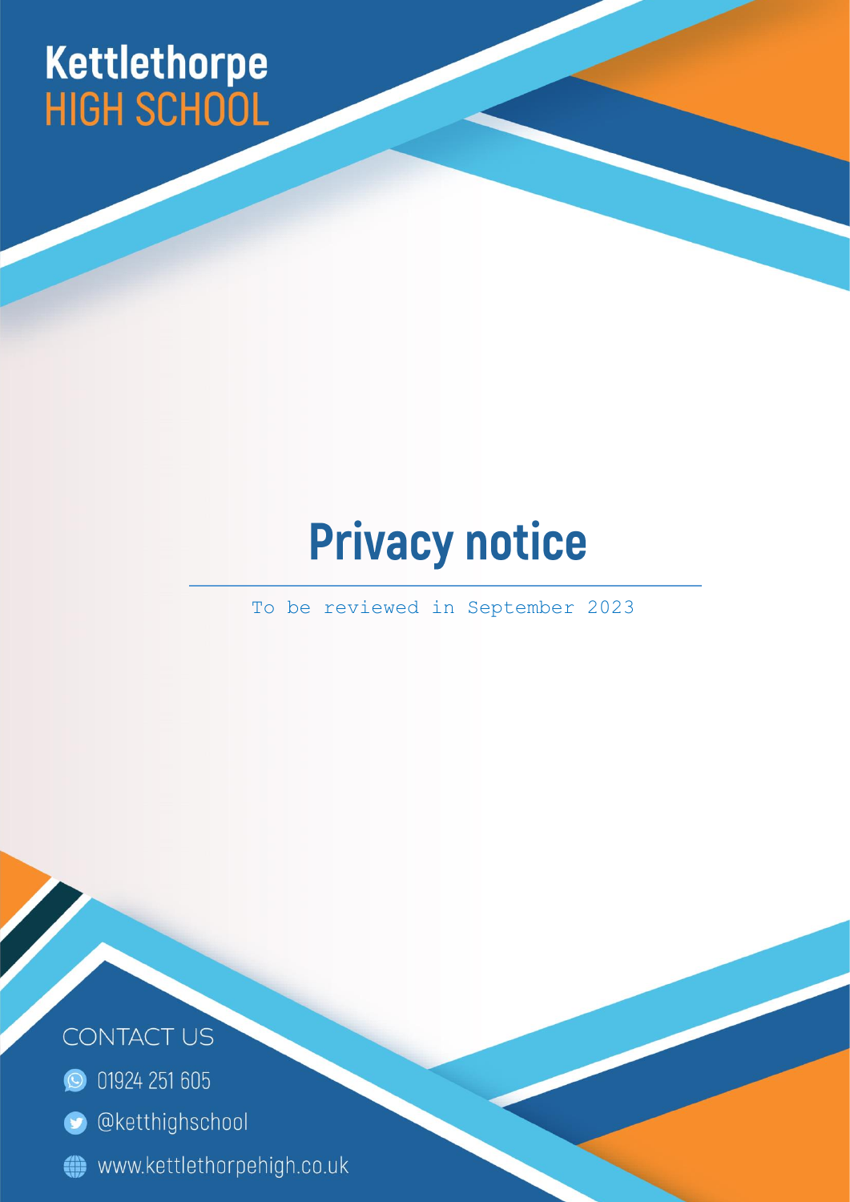**Kettlethorpe**
**HIGH SCHOOL**

# Privacy notice

To be reviewed in September 2023

CONTACT US

01924 251 605

@ketthighschool

www.kettlethorpehigh.co.uk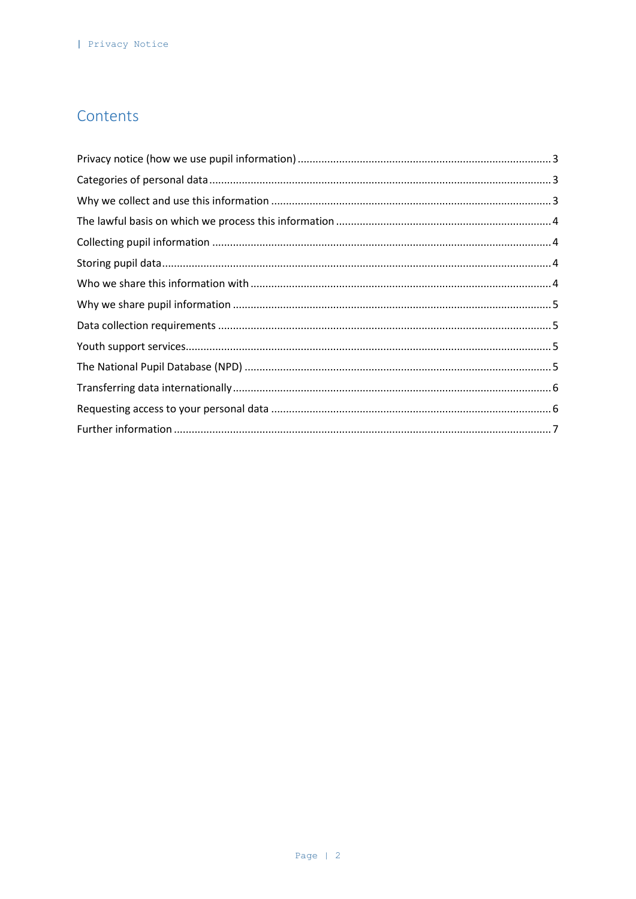# Contents

| | |
|---|---|
| Privacy notice (how we use pupil information) | 3 |
| Categories of personal data | 3 |
| Why we collect and use this information | 3 |
| The lawful basis on which we process this information | 4 |
| Collecting pupil information | 4 |
| Storing pupil data | 4 |
| Who we share this information with | 4 |
| Why we share pupil information | 5 |
| Data collection requirements | 5 |
| Youth support services | 5 |
| The National Pupil Database (NPD) | 5 |
| Transferring data internationally | 6 |
| Requesting access to your personal data | 6 |
| Further information | 7 |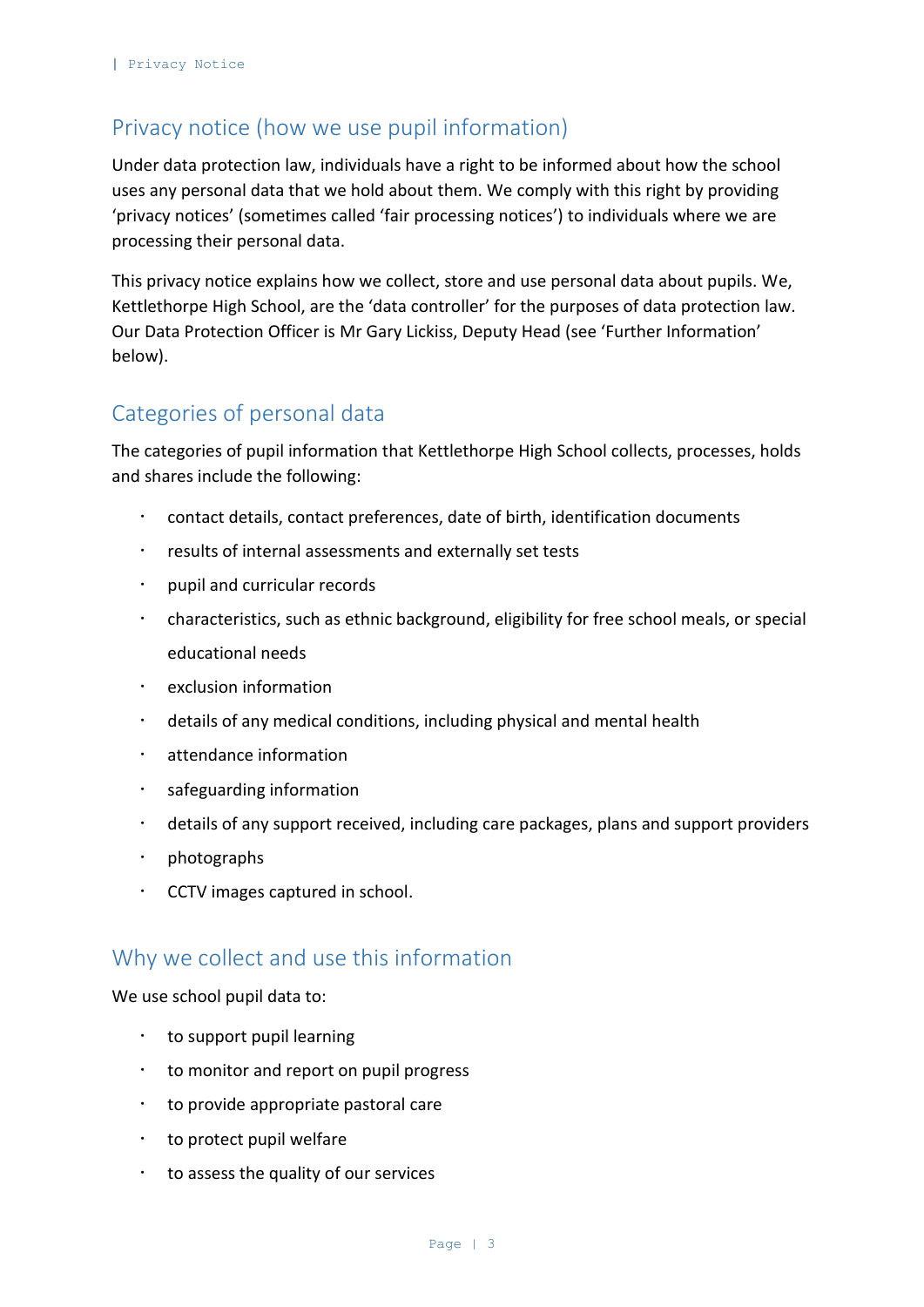## Privacy notice (how we use pupil information)

Under data protection law, individuals have a right to be informed about how the school uses any personal data that we hold about them. We comply with this right by providing 'privacy notices' (sometimes called 'fair processing notices') to individuals where we are processing their personal data.

This privacy notice explains how we collect, store and use personal data about pupils. We, Kettlethorpe High School, are the 'data controller' for the purposes of data protection law. Our Data Protection Officer is Mr Gary Lickiss, Deputy Head (see 'Further Information' below).

## Categories of personal data

The categories of pupil information that Kettlethorpe High School collects, processes, holds and shares include the following:

- contact details, contact preferences, date of birth, identification documents
- results of internal assessments and externally set tests
- pupil and curricular records
- characteristics, such as ethnic background, eligibility for free school meals, or special educational needs
- exclusion information
- details of any medical conditions, including physical and mental health
- attendance information
- safeguarding information
- details of any support received, including care packages, plans and support providers
- photographs
- CCTV images captured in school.

## Why we collect and use this information

We use school pupil data to:

- to support pupil learning
- to monitor and report on pupil progress
- to provide appropriate pastoral care
- to protect pupil welfare
- to assess the quality of our services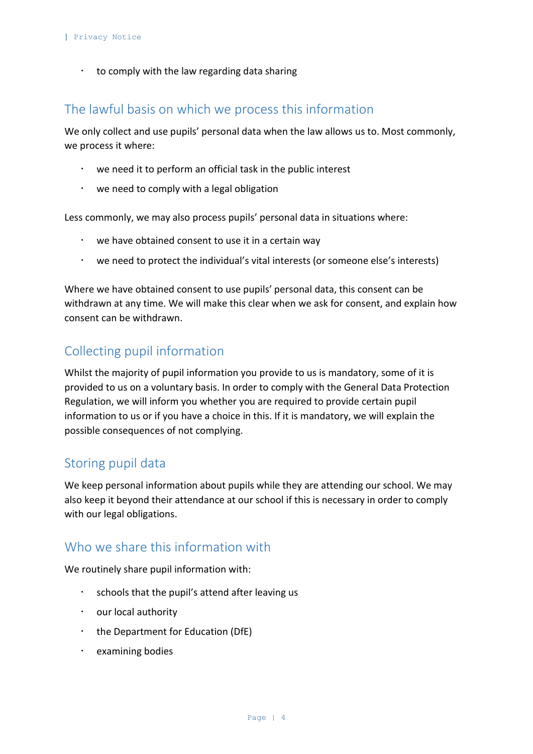- to comply with the law regarding data sharing

## The lawful basis on which we process this information

We only collect and use pupils' personal data when the law allows us to. Most commonly, we process it where:

- we need it to perform an official task in the public interest
- we need to comply with a legal obligation

Less commonly, we may also process pupils' personal data in situations where:

- we have obtained consent to use it in a certain way
- we need to protect the individual's vital interests (or someone else's interests)

Where we have obtained consent to use pupils' personal data, this consent can be withdrawn at any time. We will make this clear when we ask for consent, and explain how consent can be withdrawn.

## Collecting pupil information

Whilst the majority of pupil information you provide to us is mandatory, some of it is provided to us on a voluntary basis. In order to comply with the General Data Protection Regulation, we will inform you whether you are required to provide certain pupil information to us or if you have a choice in this. If it is mandatory, we will explain the possible consequences of not complying.

## Storing pupil data

We keep personal information about pupils while they are attending our school. We may also keep it beyond their attendance at our school if this is necessary in order to comply with our legal obligations.

## Who we share this information with

We routinely share pupil information with:

- schools that the pupil's attend after leaving us
- our local authority
- the Department for Education (DfE)
- examining bodies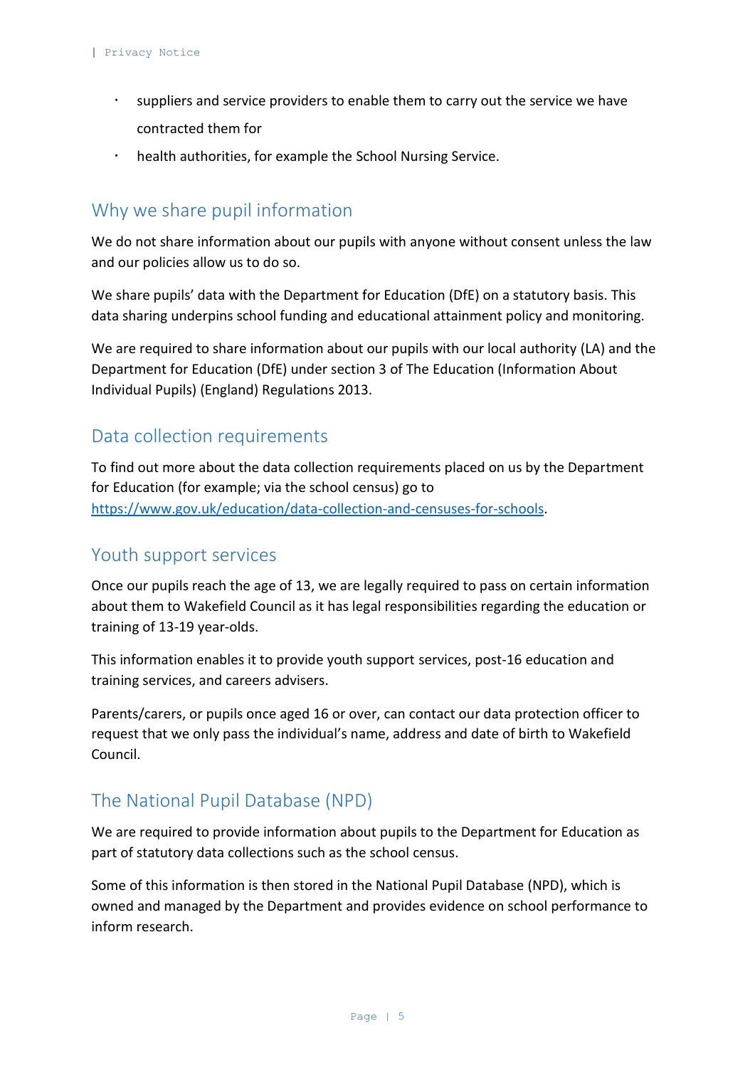- suppliers and service providers to enable them to carry out the service we have contracted them for
- health authorities, for example the School Nursing Service.

## Why we share pupil information

We do not share information about our pupils with anyone without consent unless the law and our policies allow us to do so.

We share pupils' data with the Department for Education (DfE) on a statutory basis. This data sharing underpins school funding and educational attainment policy and monitoring.

We are required to share information about our pupils with our local authority (LA) and the Department for Education (DfE) under section 3 of The Education (Information About Individual Pupils) (England) Regulations 2013.

## Data collection requirements

To find out more about the data collection requirements placed on us by the Department for Education (for example; via the school census) go to https://www.gov.uk/education/data-collection-and-censuses-for-schools.

## Youth support services

Once our pupils reach the age of 13, we are legally required to pass on certain information about them to Wakefield Council as it has legal responsibilities regarding the education or training of 13-19 year-olds.

This information enables it to provide youth support services, post-16 education and training services, and careers advisers.

Parents/carers, or pupils once aged 16 or over, can contact our data protection officer to request that we only pass the individual's name, address and date of birth to Wakefield Council.

## The National Pupil Database (NPD)

We are required to provide information about pupils to the Department for Education as part of statutory data collections such as the school census.

Some of this information is then stored in the National Pupil Database (NPD), which is owned and managed by the Department and provides evidence on school performance to inform research.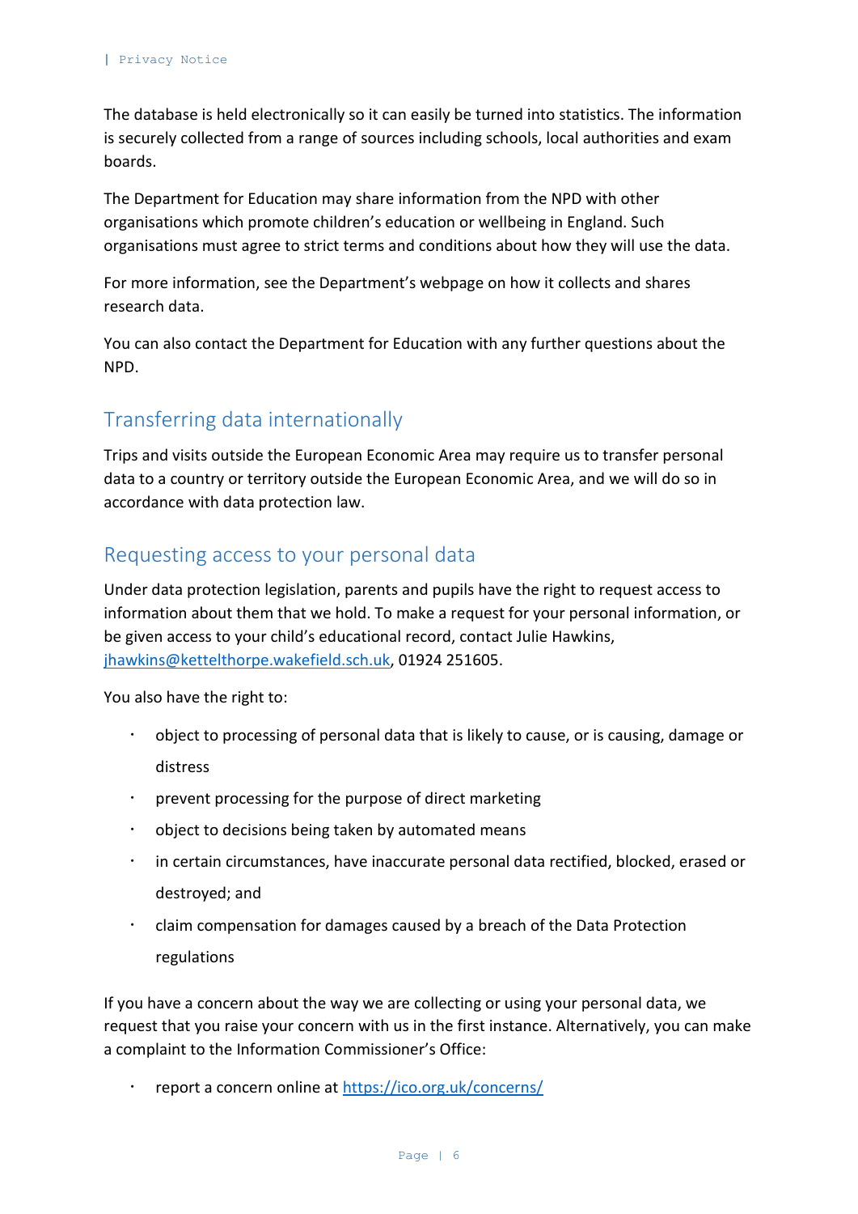The database is held electronically so it can easily be turned into statistics. The information is securely collected from a range of sources including schools, local authorities and exam boards.

The Department for Education may share information from the NPD with other organisations which promote children's education or wellbeing in England. Such organisations must agree to strict terms and conditions about how they will use the data.

For more information, see the Department's webpage on how it collects and shares research data.

You can also contact the Department for Education with any further questions about the NPD.

## Transferring data internationally

Trips and visits outside the European Economic Area may require us to transfer personal data to a country or territory outside the European Economic Area, and we will do so in accordance with data protection law.

## Requesting access to your personal data

Under data protection legislation, parents and pupils have the right to request access to information about them that we hold. To make a request for your personal information, or be given access to your child's educational record, contact Julie Hawkins, jhawkins@ketteltorpe.wakefield.sch.uk, 01924 251605.

You also have the right to:

- object to processing of personal data that is likely to cause, or is causing, damage or distress
- prevent processing for the purpose of direct marketing
- object to decisions being taken by automated means
- in certain circumstances, have inaccurate personal data rectified, blocked, erased or destroyed; and
- claim compensation for damages caused by a breach of the Data Protection regulations

If you have a concern about the way we are collecting or using your personal data, we request that you raise your concern with us in the first instance. Alternatively, you can make a complaint to the Information Commissioner's Office:

- report a concern online at https://ico.org.uk/concerns/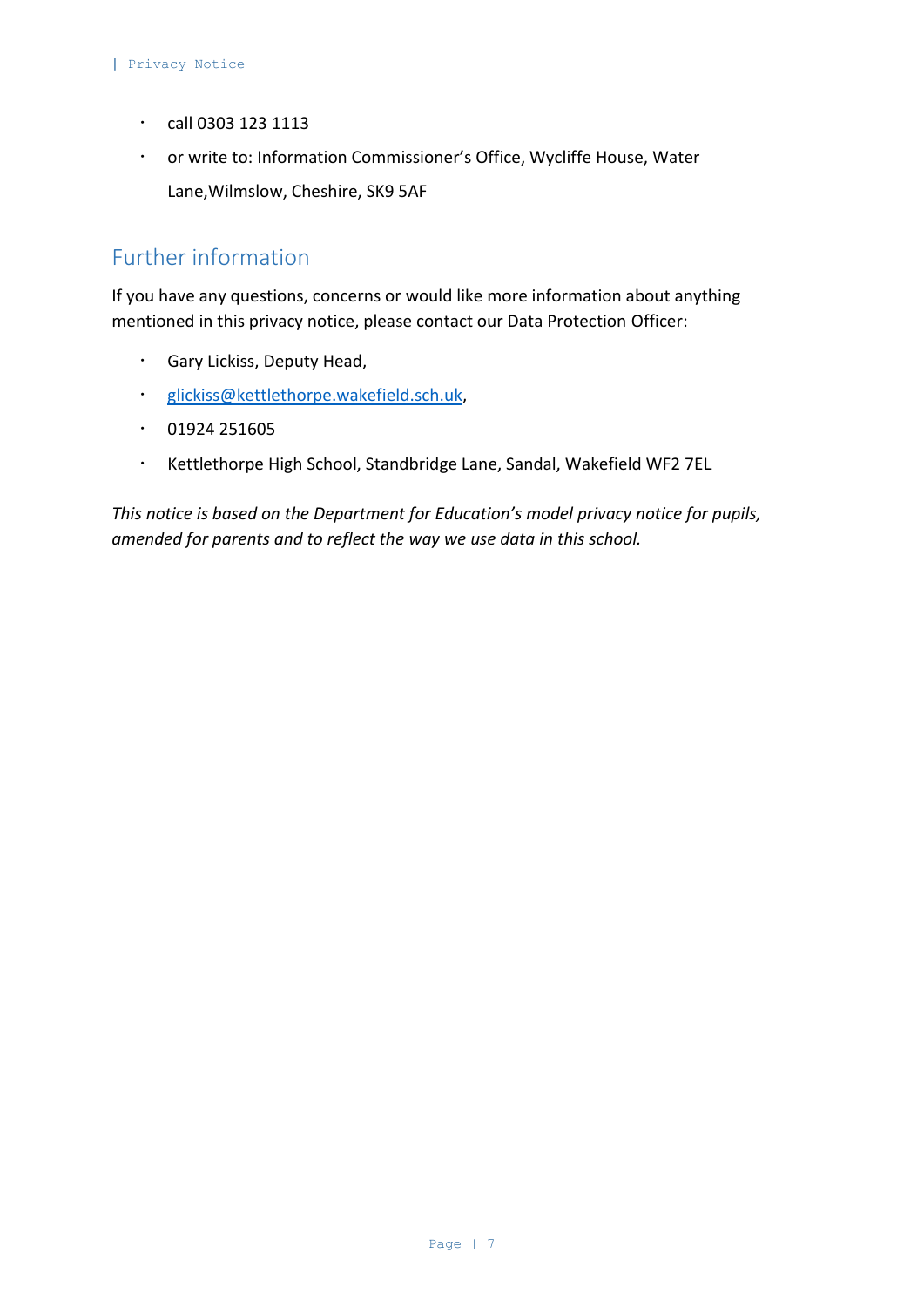- call 0303 123 1113
- or write to: Information Commissioner's Office, Wycliffe House, Water Lane,Wilmslow, Cheshire, SK9 5AF

## Further information

If you have any questions, concerns or would like more information about anything mentioned in this privacy notice, please contact our Data Protection Officer:

- Gary Lickiss, Deputy Head,
- glickiss@kettlethorpe.wakefield.sch.uk,
- 01924 251605
- Kettlethorpe High School, Standbridge Lane, Sandal, Wakefield WF2 7EL

*This notice is based on the Department for Education's model privacy notice for pupils, amended for parents and to reflect the way we use data in this school.*